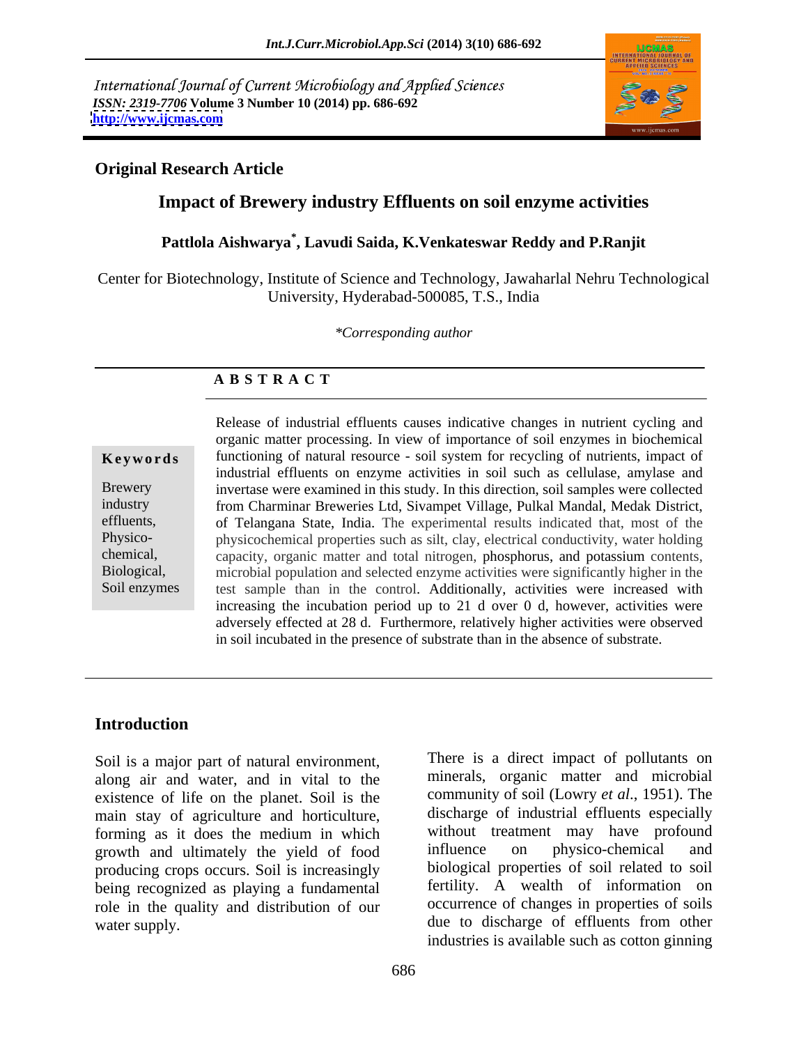International Journal of Current Microbiology and Applied Sciences
*ISSN: 2319-7706* **Volume 3 Number 10 (2014) pp. 686-692**
**http://www.ijcmas.com**

**Original Research Article**

# Impact of Brewery industry Effluents on soil enzyme activities

**Pattlola Aishwarya[*], Lavudi Saida, K.Venkateswar Reddy and P.Ranjit**

Center for Biotechnology, Institute of Science and Technology, Jawaharlal Nehru Technological University, Hyderabad-500085, T.S., India

*\*Corresponding author*

## ABSTRACT

**Keywords**

Brewery industry effluents, Physico-chemical, Biological, Soil enzymes

Release of industrial effluents causes indicative changes in nutrient cycling and organic matter processing. In view of importance of soil enzymes in biochemical functioning of natural resource - soil system for recycling of nutrients, impact of industrial effluents on enzyme activities in soil such as cellulase, amylase and invertase were examined in this study. In this direction, soil samples were collected from Charminar Breweries Ltd, Sivampet Village, Pulkal Mandal, Medak District, of Telangana State, India. The experimental results indicated that, most of the physicochemical properties such as silt, clay, electrical conductivity, water holding capacity, organic matter and total nitrogen, phosphorus, and potassium contents, microbial population and selected enzyme activities were significantly higher in the test sample than in the control. Additionally, activities were increased with increasing the incubation period up to 21 d over 0 d, however, activities were adversely effected at 28 d. Furthermore, relatively higher activities were observed in soil incubated in the presence of substrate than in the absence of substrate.

## Introduction

Soil is a major part of natural environment, along air and water, and in vital to the existence of life on the planet. Soil is the main stay of agriculture and horticulture, forming as it does the medium in which growth and ultimately the yield of food producing crops occurs. Soil is increasingly being recognized as playing a fundamental role in the quality and distribution of our water supply.

There is a direct impact of pollutants on minerals, organic matter and microbial community of soil (Lowry *et al*., 1951). The discharge of industrial effluents especially without treatment may have profound influence on physico-chemical and biological properties of soil related to soil fertility. A wealth of information on occurrence of changes in properties of soils due to discharge of effluents from other industries is available such as cotton ginning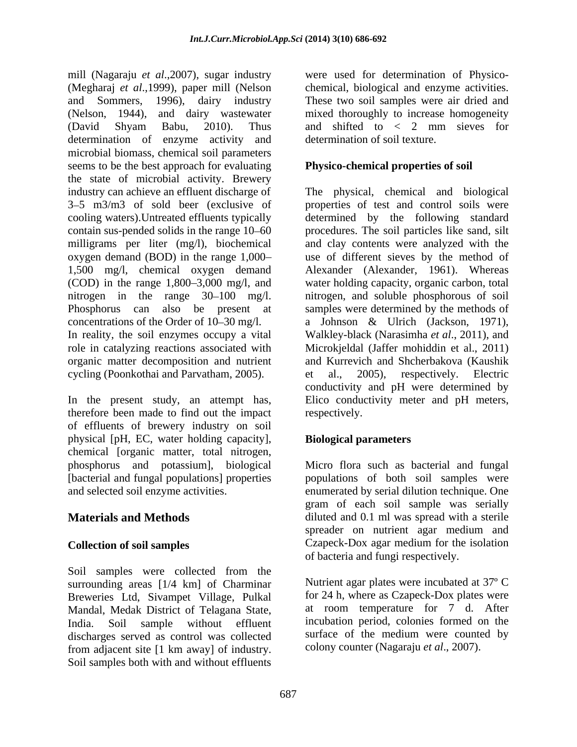mill (Nagaraju *et al*.,2007), sugar industry (Megharaj *et al*.,1999), paper mill (Nelson and Sommers, 1996), dairy industry (Nelson, 1944), and dairy wastewater (David Shyam Babu, 2010). Thus determination of enzyme activity and microbial biomass, chemical soil parameters seems to be the best approach for evaluating the state of microbial activity. Brewery industry can achieve an effluent discharge of 3–5 m3/m3 of sold beer (exclusive of cooling waters).Untreated effluents typically contain sus-pended solids in the range 10–60 milligrams per liter (mg/l), biochemical oxygen demand (BOD) in the range 1,000–1,500 mg/l, chemical oxygen demand (COD) in the range 1,800–3,000 mg/l, and nitrogen in the range 30–100 mg/l. Phosphorus can also be present at concentrations of the Order of 10–30 mg/l. In reality, the soil enzymes occupy a vital role in catalyzing reactions associated with organic matter decomposition and nutrient cycling (Poonkothai and Parvatham, 2005).

In the present study, an attempt has, therefore been made to find out the impact of effluents of brewery industry on soil physical [pH, EC, water holding capacity], chemical [organic matter, total nitrogen, phosphorus and potassium], biological [bacterial and fungal populations] properties and selected soil enzyme activities.

## Materials and Methods

### Collection of soil samples

Soil samples were collected from the surrounding areas [1/4 km] of Charminar Breweries Ltd, Sivampet Village, Pulkal Mandal, Medak District of Telagana State, India. Soil sample without effluent discharges served as control was collected from adjacent site [1 km away] of industry. Soil samples both with and without effluents were used for determination of Physico-chemical, biological and enzyme activities. These two soil samples were air dried and mixed thoroughly to increase homogeneity and shifted to < 2 mm sieves for determination of soil texture.

### Physico-chemical properties of soil

The physical, chemical and biological properties of test and control soils were determined by the following standard procedures. The soil particles like sand, silt and clay contents were analyzed with the use of different sieves by the method of Alexander (Alexander, 1961). Whereas water holding capacity, organic carbon, total nitrogen, and soluble phosphorous of soil samples were determined by the methods of a Johnson & Ulrich (Jackson, 1971), Walkley-black (Narasimha *et al*., 2011), and Microkjeldal (Jaffer mohiddin et al., 2011) and Kurrevich and Shcherbakova (Kaushik et al., 2005), respectively. Electric conductivity and pH were determined by Elico conductivity meter and pH meters, respectively.

### Biological parameters

Micro flora such as bacterial and fungal populations of both soil samples were enumerated by serial dilution technique. One gram of each soil sample was serially diluted and 0.1 ml was spread with a sterile spreader on nutrient agar medium and Czapeck-Dox agar medium for the isolation of bacteria and fungi respectively.

Nutrient agar plates were incubated at 37º C for 24 h, where as Czapeck-Dox plates were at room temperature for 7 d. After incubation period, colonies formed on the surface of the medium were counted by colony counter (Nagaraju *et al*., 2007).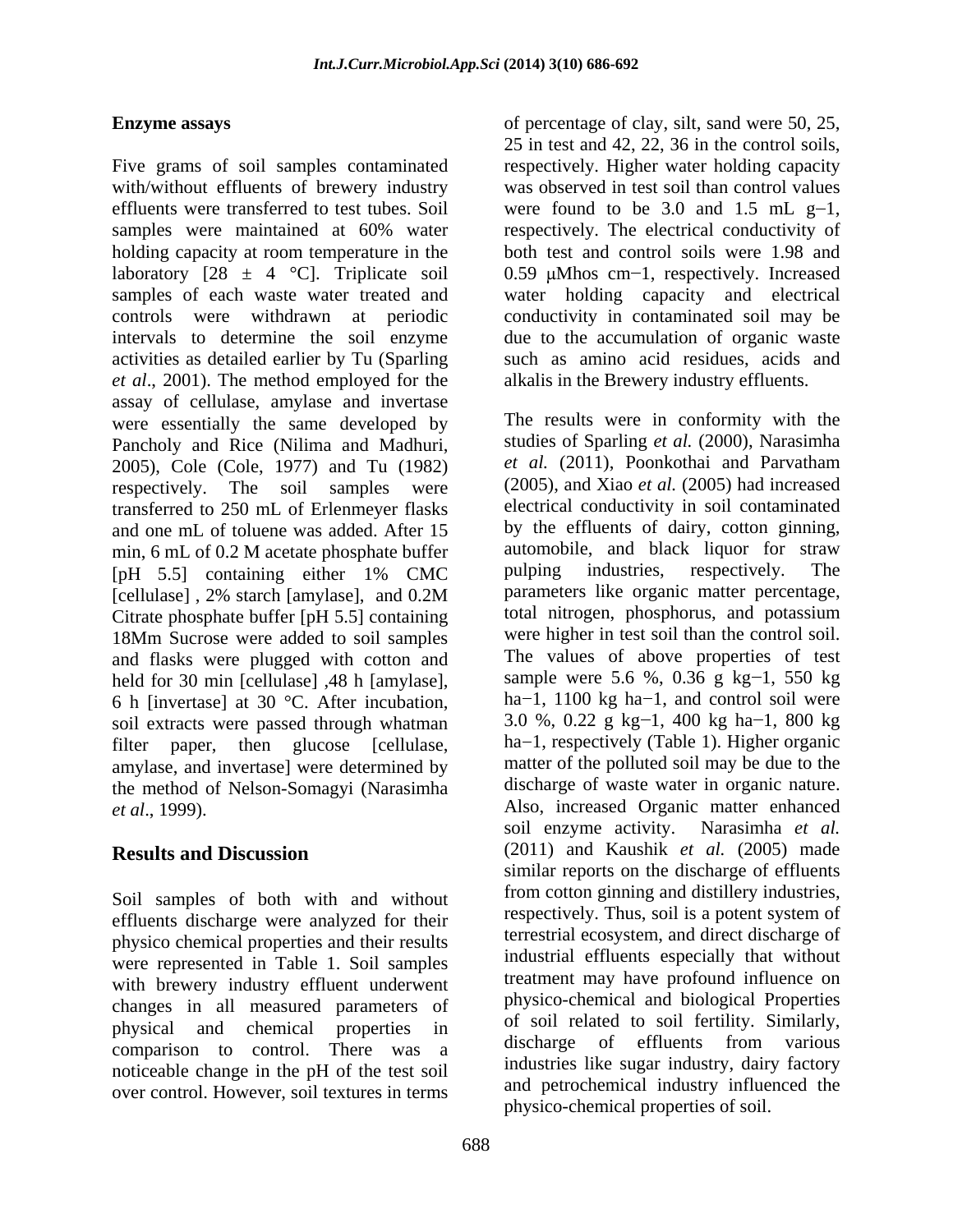## Enzyme assays

Five grams of soil samples contaminated with/without effluents of brewery industry effluents were transferred to test tubes. Soil samples were maintained at 60% water holding capacity at room temperature in the laboratory [28 ± 4 °C]. Triplicate soil samples of each waste water treated and controls were withdrawn at periodic intervals to determine the soil enzyme activities as detailed earlier by Tu (Sparling *et al*., 2001). The method employed for the assay of cellulase, amylase and invertase were essentially the same developed by Pancholy and Rice (Nilima and Madhuri, 2005), Cole (Cole, 1977) and Tu (1982) respectively. The soil samples were transferred to 250 mL of Erlenmeyer flasks and one mL of toluene was added. After 15 min, 6 mL of 0.2 M acetate phosphate buffer [pH 5.5] containing either 1% CMC [cellulase] , 2% starch [amylase], and 0.2M Citrate phosphate buffer [pH 5.5] containing 18Mm Sucrose were added to soil samples and flasks were plugged with cotton and held for 30 min [cellulase] ,48 h [amylase], 6 h [invertase] at 30 °C. After incubation, soil extracts were passed through whatman filter paper, then glucose [cellulase, amylase, and invertase] were determined by the method of Nelson-Somagyi (Narasimha *et al*., 1999).

## Results and Discussion

Soil samples of both with and without effluents discharge were analyzed for their physico chemical properties and their results were represented in Table 1. Soil samples with brewery industry effluent underwent changes in all measured parameters of physical and chemical properties in comparison to control. There was a noticeable change in the pH of the test soil over control. However, soil textures in terms of percentage of clay, silt, sand were 50, 25, 25 in test and 42, 22, 36 in the control soils, respectively. Higher water holding capacity was observed in test soil than control values were found to be 3.0 and 1.5 mL $g^{-1}$, respectively. The electrical conductivity of both test and control soils were 1.98 and 0.59 μMhos $cm^{-1}$, respectively. Increased water holding capacity and electrical conductivity in contaminated soil may be due to the accumulation of organic waste such as amino acid residues, acids and alkalis in the Brewery industry effluents.

The results were in conformity with the studies of Sparling *et al.* (2000), Narasimha *et al.* (2011), Poonkothai and Parvatham (2005), and Xiao *et al.* (2005) had increased electrical conductivity in soil contaminated by the effluents of dairy, cotton ginning, automobile, and black liquor for straw pulping industries, respectively. The parameters like organic matter percentage, total nitrogen, phosphorus, and potassium were higher in test soil than the control soil. The values of above properties of test sample were 5.6 %, 0.36 g $kg^{-1}$, 550 kg $ha^{-1}$, 1100 kg $ha^{-1}$, and control soil were 3.0 %, 0.22 g $kg^{-1}$, 400 kg $ha^{-1}$, 800 kg $ha^{-1}$, respectively (Table 1). Higher organic matter of the polluted soil may be due to the discharge of waste water in organic nature. Also, increased Organic matter enhanced soil enzyme activity. Narasimha *et al.* (2011) and Kaushik *et al.* (2005) made similar reports on the discharge of effluents from cotton ginning and distillery industries, respectively. Thus, soil is a potent system of terrestrial ecosystem, and direct discharge of industrial effluents especially that without treatment may have profound influence on physico-chemical and biological Properties of soil related to soil fertility. Similarly, discharge of effluents from various industries like sugar industry, dairy factory and petrochemical industry influenced the physico-chemical properties of soil.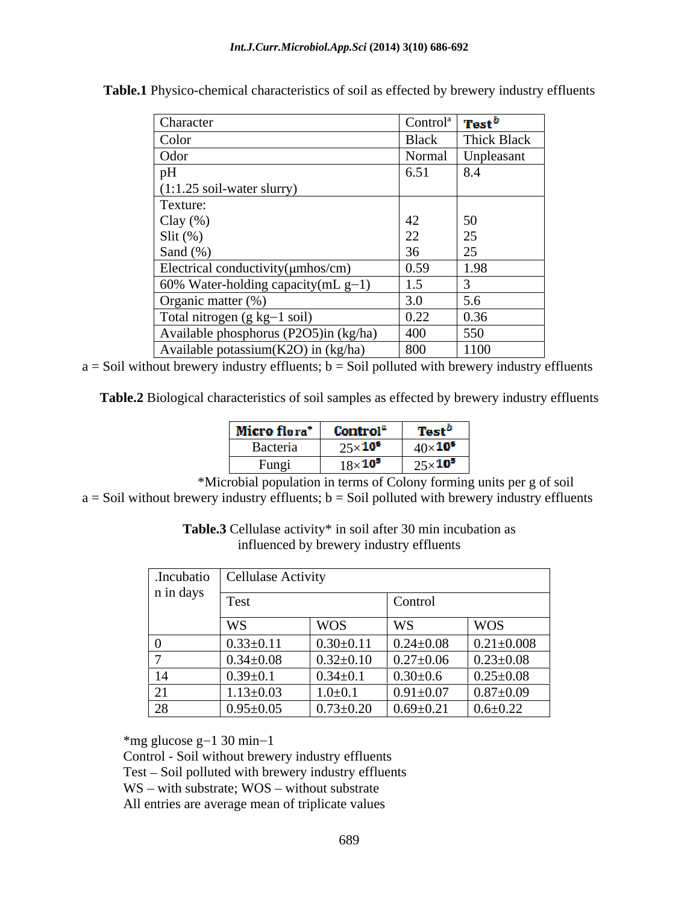**Table.1** Physico-chemical characteristics of soil as effected by brewery industry effluents

| Character | Control[a] | **Test**[b] |
|---|---|---|
| Color | Black | Thick Black |
| Odor | Normal | Unpleasant |
| pH (1:1.25 soil-water slurry) | 6.51 | 8.4 |
| Texture: | | |
| Clay (%) | 42 | 50 |
| Slit (%) | 22 | 25 |
| Sand (%) | 36 | 25 |
| Electrical conductivity(μmhos/cm) | 0.59 | 1.98 |
| 60% Water-holding capacity(mL $g^{-1}$) | 1.5 | 3 |
| Organic matter (%) | 3.0 | 5.6 |
| Total nitrogen (g $kg^{-1}$ soil) | 0.22 | 0.36 |
| Available phosphorus ($P_2O_5$)in (kg/ha) | 400 | 550 |
| Available potassium($K_2O$) in (kg/ha) | 800 | 1100 |

a = Soil without brewery industry effluents; b = Soil polluted with brewery industry effluents

**Table.2** Biological characteristics of soil samples as effected by brewery industry effluents

| **Micro flora*** | **Control**[a] | **Test**[b] |
|---|---|---|
| Bacteria | $25\times10^{6}$ | $40\times10^{6}$ |
| Fungi | $18\times10^{3}$ | $25\times10^{3}$ |

*Microbial population in terms of Colony forming units per g of soil

a = Soil without brewery industry effluents; b = Soil polluted with brewery industry effluents

**Table.3** Cellulase activity* in soil after 30 min incubation as influenced by brewery industry effluents

| .Incubation in days | Cellulase Activity | | | |
|---|---|---|---|---|
| | Test | | Control | |
| | WS | WOS | WS | WOS |
| 0 | 0.33±0.11 | 0.30±0.11 | 0.24±0.08 | 0.21±0.008 |
| 7 | 0.34±0.08 | 0.32±0.10 | 0.27±0.06 | 0.23±0.08 |
| 14 | 0.39±0.1 | 0.34±0.1 | 0.30±0.6 | 0.25±0.08 |
| 21 | 1.13±0.03 | 1.0±0.1 | 0.91±0.07 | 0.87±0.09 |
| 28 | 0.95±0.05 | 0.73±0.20 | 0.69±0.21 | 0.6±0.22 |

*mg glucose $g^{-1}$ 30 $min^{-1}$

Control - Soil without brewery industry effluents

Test – Soil polluted with brewery industry effluents

WS – with substrate; WOS – without substrate

All entries are average mean of triplicate values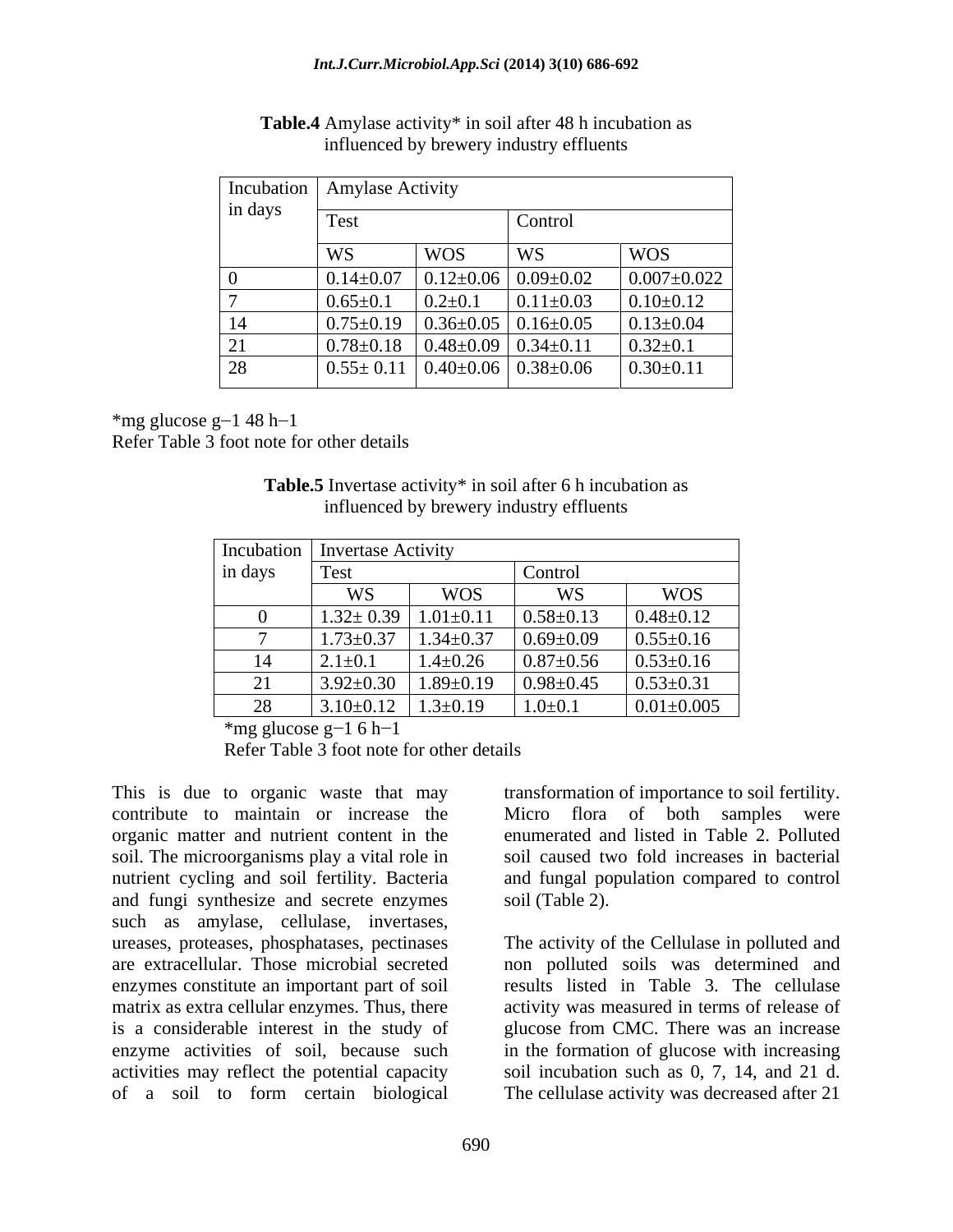**Table.4** Amylase activity* in soil after 48 h incubation as influenced by brewery industry effluents

| Incubation in days | Amylase Activity | | | |
|---|---|---|---|---|
| | Test | | Control | |
| | WS | WOS | WS | WOS |
| 0 | 0.14±0.07 | 0.12±0.06 | 0.09±0.02 | 0.007±0.022 |
| 7 | 0.65±0.1 | 0.2±0.1 | 0.11±0.03 | 0.10±0.12 |
| 14 | 0.75±0.19 | 0.36±0.05 | 0.16±0.05 | 0.13±0.04 |
| 21 | 0.78±0.18 | 0.48±0.09 | 0.34±0.11 | 0.32±0.1 |
| 28 | 0.55± 0.11 | 0.40±0.06 | 0.38±0.06 | 0.30±0.11 |

*mg glucose $g^{-1}$ 48 $h^{-1}$
Refer Table 3 foot note for other details

**Table.5** Invertase activity* in soil after 6 h incubation as influenced by brewery industry effluents

| Incubation in days | Invertase Activity | | | |
|---|---|---|---|---|
| | Test | | Control | |
| | WS | WOS | WS | WOS |
| 0 | 1.32± 0.39 | 1.01±0.11 | 0.58±0.13 | 0.48±0.12 |
| 7 | 1.73±0.37 | 1.34±0.37 | 0.69±0.09 | 0.55±0.16 |
| 14 | 2.1±0.1 | 1.4±0.26 | 0.87±0.56 | 0.53±0.16 |
| 21 | 3.92±0.30 | 1.89±0.19 | 0.98±0.45 | 0.53±0.31 |
| 28 | 3.10±0.12 | 1.3±0.19 | 1.0±0.1 | 0.01±0.005 |

*mg glucose $g^{-1}$ 6 $h^{-1}$
Refer Table 3 foot note for other details

This is due to organic waste that may contribute to maintain or increase the organic matter and nutrient content in the soil. The microorganisms play a vital role in nutrient cycling and soil fertility. Bacteria and fungi synthesize and secrete enzymes such as amylase, cellulase, invertases, ureases, proteases, phosphatases, pectinases are extracellular. Those microbial secreted enzymes constitute an important part of soil matrix as extra cellular enzymes. Thus, there is a considerable interest in the study of enzyme activities of soil, because such activities may reflect the potential capacity of a soil to form certain biological transformation of importance to soil fertility. Micro flora of both samples were enumerated and listed in Table 2. Polluted soil caused two fold increases in bacterial and fungal population compared to control soil (Table 2).

The activity of the Cellulase in polluted and non polluted soils was determined and results listed in Table 3. The cellulase activity was measured in terms of release of glucose from CMC. There was an increase in the formation of glucose with increasing soil incubation such as 0, 7, 14, and 21 d. The cellulase activity was decreased after 21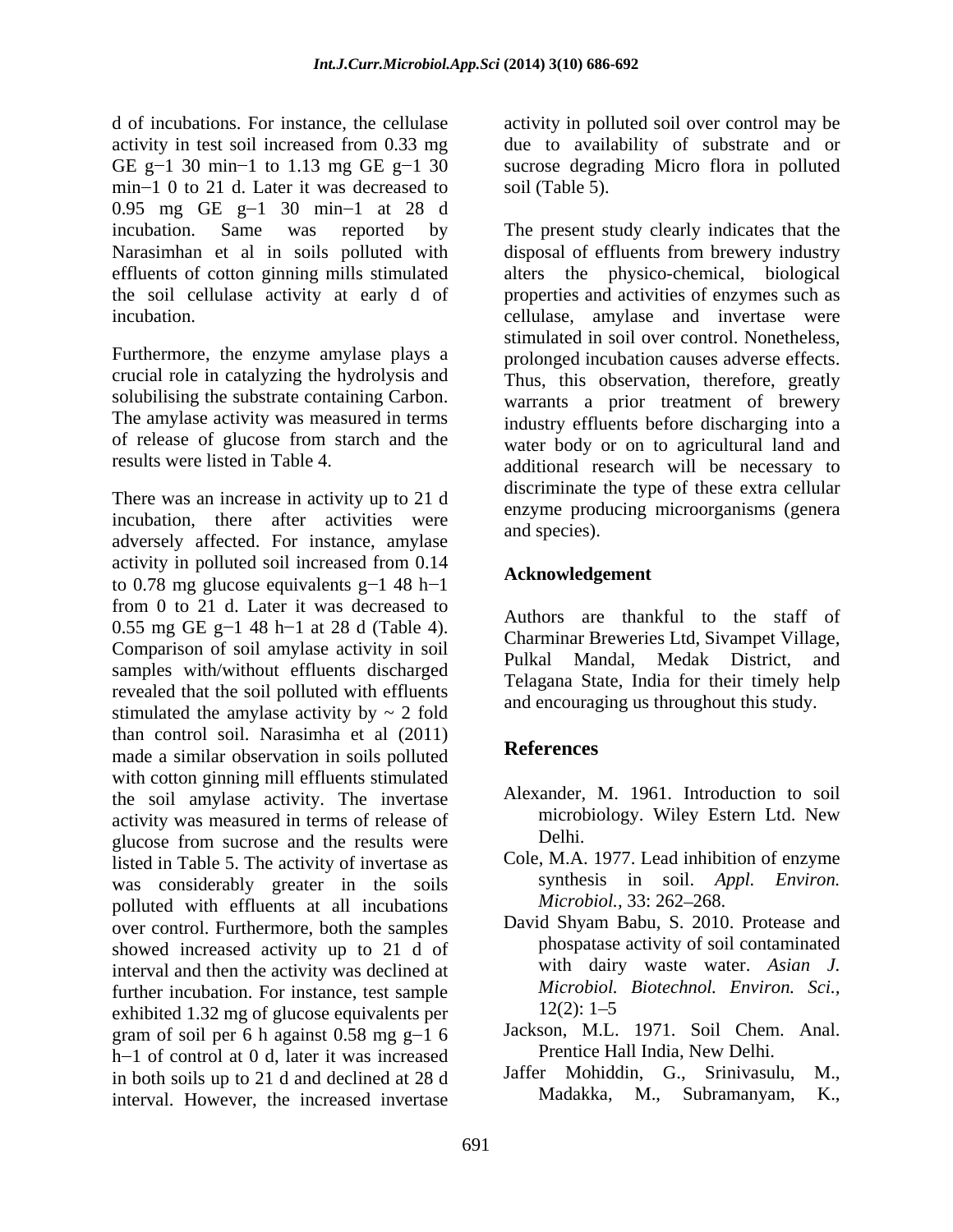d of incubations. For instance, the cellulase activity in test soil increased from 0.33 mg GE $g^{-1}$ 30 $min^{-1}$ to 1.13 mg GE $g^{-1}$ 30 $min^{-1}$ 0 to 21 d. Later it was decreased to 0.95 mg GE $g^{-1}$ 30 $min^{-1}$ at 28 d incubation. Same was reported by Narasimhan et al in soils polluted with effluents of cotton ginning mills stimulated the soil cellulase activity at early d of incubation.

Furthermore, the enzyme amylase plays a crucial role in catalyzing the hydrolysis and solubilising the substrate containing Carbon. The amylase activity was measured in terms of release of glucose from starch and the results were listed in Table 4.

There was an increase in activity up to 21 d incubation, there after activities were adversely affected. For instance, amylase activity in polluted soil increased from 0.14 to 0.78 mg glucose equivalents $g^{-1}$ 48 $h^{-1}$ from 0 to 21 d. Later it was decreased to 0.55 mg GE $g^{-1}$ 48 $h^{-1}$ at 28 d (Table 4). Comparison of soil amylase activity in soil samples with/without effluents discharged revealed that the soil polluted with effluents stimulated the amylase activity by ~ 2 fold than control soil. Narasimha et al (2011) made a similar observation in soils polluted with cotton ginning mill effluents stimulated the soil amylase activity. The invertase activity was measured in terms of release of glucose from sucrose and the results were listed in Table 5. The activity of invertase as was considerably greater in the soils polluted with effluents at all incubations over control. Furthermore, both the samples showed increased activity up to 21 d of interval and then the activity was declined at further incubation. For instance, test sample exhibited 1.32 mg of glucose equivalents per gram of soil per 6 h against 0.58 mg $g^{-1}$ 6 $h^{-1}$ of control at 0 d, later it was increased in both soils up to 21 d and declined at 28 d interval. However, the increased invertase activity in polluted soil over control may be due to availability of substrate and or sucrose degrading Micro flora in polluted soil (Table 5).

The present study clearly indicates that the disposal of effluents from brewery industry alters the physico-chemical, biological properties and activities of enzymes such as cellulase, amylase and invertase were stimulated in soil over control. Nonetheless, prolonged incubation causes adverse effects. Thus, this observation, therefore, greatly warrants a prior treatment of brewery industry effluents before discharging into a water body or on to agricultural land and additional research will be necessary to discriminate the type of these extra cellular enzyme producing microorganisms (genera and species).

## Acknowledgement

Authors are thankful to the staff of Charminar Breweries Ltd, Sivampet Village, Pulkal Mandal, Medak District, and Telagana State, India for their timely help and encouraging us throughout this study.

## References

Alexander, M. 1961. Introduction to soil microbiology. Wiley Estern Ltd. New Delhi.

Cole, M.A. 1977. Lead inhibition of enzyme synthesis in soil. *Appl. Environ. Microbiol.*, 33: 262–268.

David Shyam Babu, S. 2010. Protease and phospatase activity of soil contaminated with dairy waste water. *Asian J. Microbiol. Biotechnol. Environ. Sci.*, 12(2): 1–5

Jackson, M.L. 1971. Soil Chem. Anal. Prentice Hall India, New Delhi.

Jaffer Mohiddin, G., Srinivasulu, M., Madakka, M., Subramanyam, K.,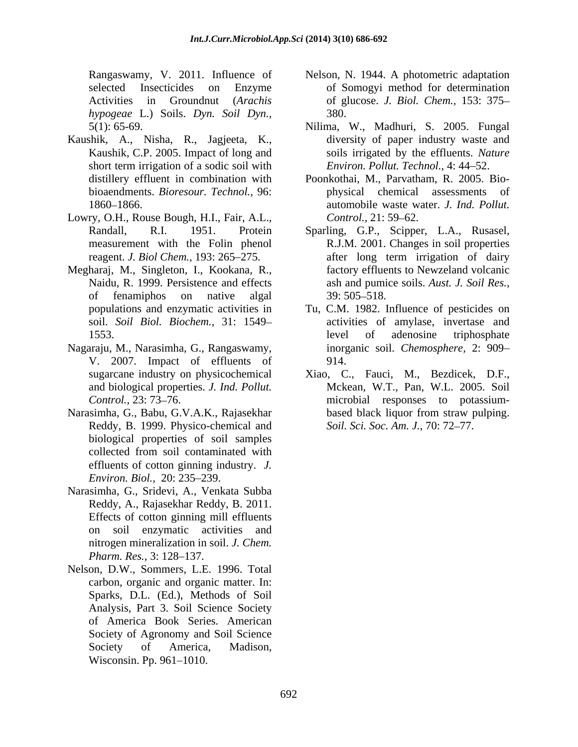Rangaswamy, V. 2011. Influence of selected Insecticides on Enzyme Activities in Groundnut (*Arachis hypogeae* L.) Soils. *Dyn. Soil Dyn.,* 5(1): 65-69.

Kaushik, A., Nisha, R., Jagjeeta, K., Kaushik, C.P. 2005. Impact of long and short term irrigation of a sodic soil with distillery effluent in combination with bioaendments. *Bioresour. Technol.,* 96: 1860–1866.

Lowry, O.H., Rouse Bough, H.I., Fair, A.L., Randall, R.I. 1951. Protein measurement with the Folin phenol reagent. *J. Biol Chem.,* 193: 265–275.

Megharaj, M., Singleton, I., Kookana, R., Naidu, R. 1999. Persistence and effects of fenamiphos on native algal populations and enzymatic activities in soil. *Soil Biol. Biochem.,* 31: 1549–1553.

Nagaraju, M., Narasimha, G., Rangaswamy, V. 2007. Impact of effluents of sugarcane industry on physicochemical and biological properties. *J. Ind. Pollut. Control.,* 23: 73–76.

Narasimha, G., Babu, G.V.A.K., Rajasekhar Reddy, B. 1999. Physico-chemical and biological properties of soil samples collected from soil contaminated with effluents of cotton ginning industry. *J. Environ. Biol.,* 20: 235–239.

Narasimha, G., Sridevi, A., Venkata Subba Reddy, A., Rajasekhar Reddy, B. 2011. Effects of cotton ginning mill effluents on soil enzymatic activities and nitrogen mineralization in soil. *J. Chem. Pharm. Res.,* 3: 128–137.

Nelson, D.W., Sommers, L.E. 1996. Total carbon, organic and organic matter. In: Sparks, D.L. (Ed.), Methods of Soil Analysis, Part 3. Soil Science Society of America Book Series. American Society of Agronomy and Soil Science Society of America, Madison, Wisconsin. Pp. 961–1010.

Nelson, N. 1944. A photometric adaptation of Somogyi method for determination of glucose. *J. Biol. Chem.,* 153: 375–380.

Nilima, W., Madhuri, S. 2005. Fungal diversity of paper industry waste and soils irrigated by the effluents. *Nature Environ. Pollut. Technol.,* 4: 44–52.

Poonkothai, M., Parvatham, R. 2005. Bio-physical chemical assessments of automobile waste water. *J. Ind. Pollut. Control.,* 21: 59–62.

Sparling, G.P., Scipper, L.A., Rusasel, R.J.M. 2001. Changes in soil properties after long term irrigation of dairy factory effluents to Newzeland volcanic ash and pumice soils. *Aust. J. Soil Res.,* 39: 505–518.

Tu, C.M. 1982. Influence of pesticides on activities of amylase, invertase and level of adenosine triphosphate inorganic soil. *Chemosphere,* 2: 909–914.

Xiao, C., Fauci, M., Bezdicek, D.F., Mckean, W.T., Pan, W.L. 2005. Soil microbial responses to potassium-based black liquor from straw pulping. *Soil. Sci. Soc. Am. J.*, 70: 72–77.